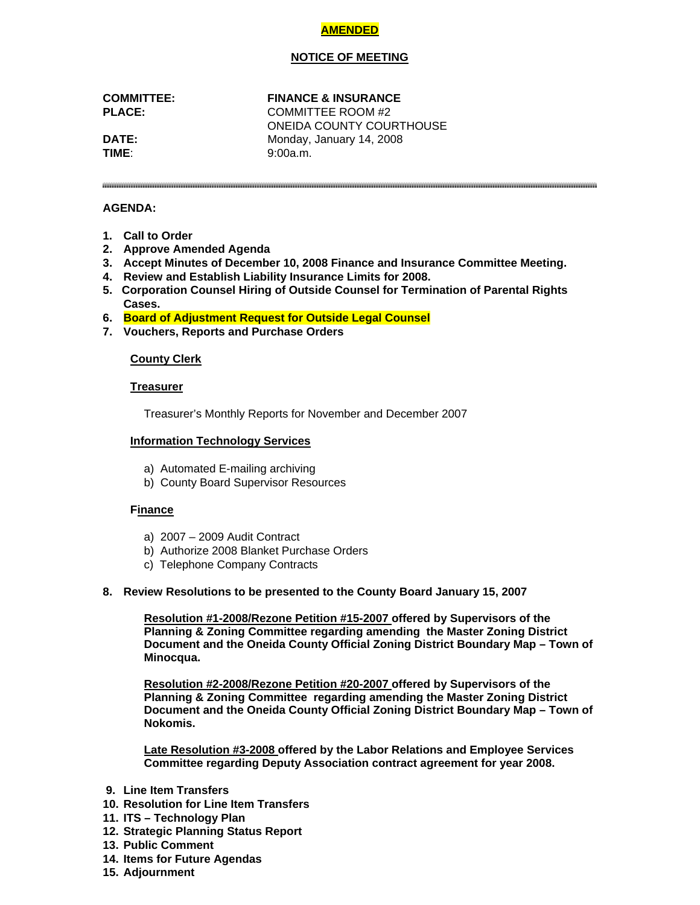**AMENDED**

**NOTICE OF MEETING**

**COMMITTEE:** **FINANCE & INSURANCE**
**PLACE:** COMMITTEE ROOM #2
ONEIDA COUNTY COURTHOUSE
**DATE:** Monday, January 14, 2008
**TIME**: 9:00a.m.

---

**AGENDA:**

1. **Call to Order**
2. **Approve Amended Agenda**
3. **Accept Minutes of December 10, 2008 Finance and Insurance Committee Meeting.**
4. **Review and Establish Liability Insurance Limits for 2008.**
5. **Corporation Counsel Hiring of Outside Counsel for Termination of Parental Rights Cases.**
6. **Board of Adjustment Request for Outside Legal Counsel**
7. **Vouchers, Reports and Purchase Orders**

   **County Clerk**

   **Treasurer**

   Treasurer's Monthly Reports for November and December 2007

   **Information Technology Services**

   a) Automated E-mailing archiving
   b) County Board Supervisor Resources

   **Finance**

   a) 2007 – 2009 Audit Contract
   b) Authorize 2008 Blanket Purchase Orders
   c) Telephone Company Contracts

8. **Review Resolutions to be presented to the County Board January 15, 2007**

   **Resolution #1-2008/Rezone Petition #15-2007 offered by Supervisors of the Planning & Zoning Committee regarding amending the Master Zoning District Document and the Oneida County Official Zoning District Boundary Map – Town of Minocqua.**

   **Resolution #2-2008/Rezone Petition #20-2007 offered by Supervisors of the Planning & Zoning Committee regarding amending the Master Zoning District Document and the Oneida County Official Zoning District Boundary Map – Town of Nokomis.**

   **Late Resolution #3-2008 offered by the Labor Relations and Employee Services Committee regarding Deputy Association contract agreement for year 2008.**

9. **Line Item Transfers**
10. **Resolution for Line Item Transfers**
11. **ITS – Technology Plan**
12. **Strategic Planning Status Report**
13. **Public Comment**
14. **Items for Future Agendas**
15. **Adjournment**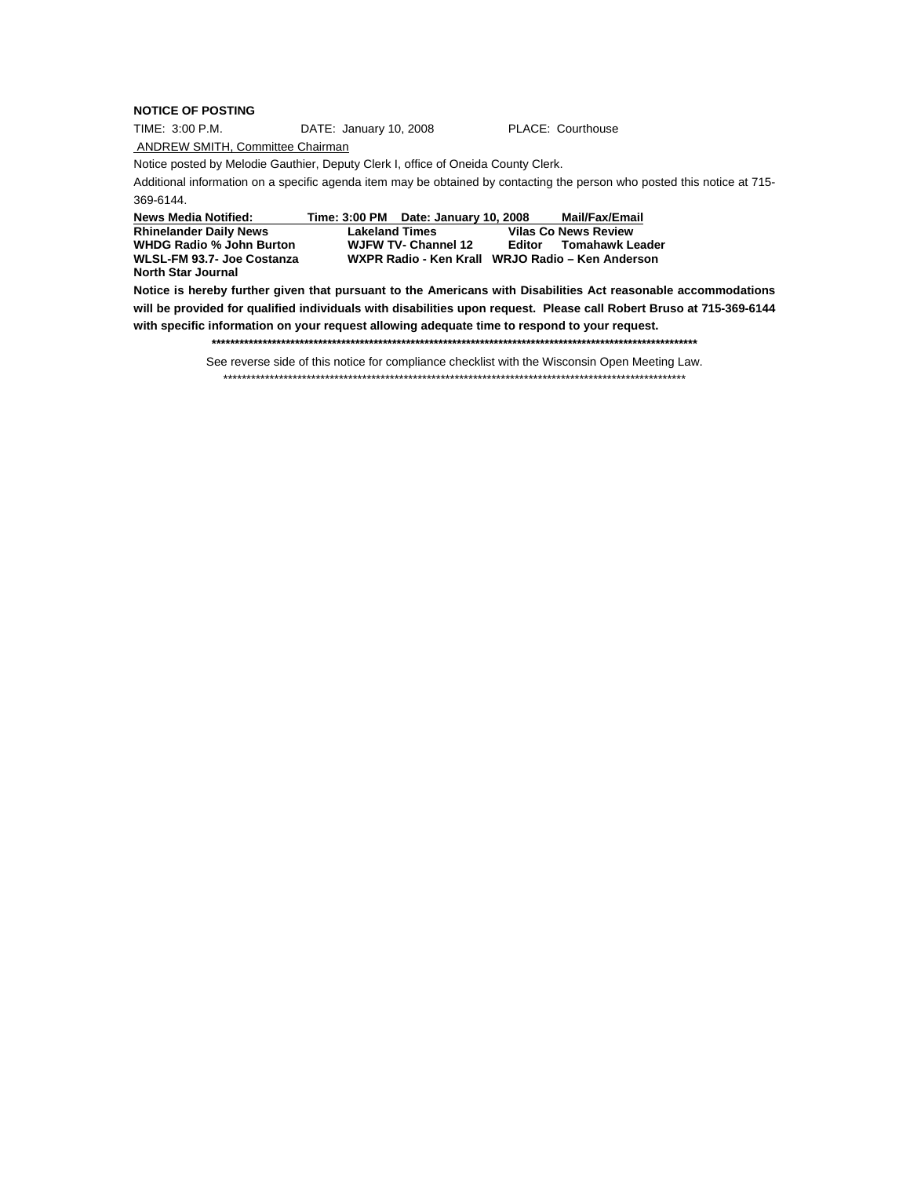**NOTICE OF POSTING**

TIME: 3:00 P.M. DATE: January 10, 2008 PLACE: Courthouse

ANDREW SMITH, Committee Chairman

Notice posted by Melodie Gauthier, Deputy Clerk I, office of Oneida County Clerk.

Additional information on a specific agenda item may be obtained by contacting the person who posted this notice at 715-369-6144.

| News Media Notified: | Time: 3:00 PM Date: January 10, 2008 | Mail/Fax/Email |
|---|---|---|
| Rhinelander Daily News | Lakeland Times | Vilas Co News Review |
| WHDG Radio % John Burton | WJFW TV- Channel 12 | Editor Tomahawk Leader |
| WLSL-FM 93.7- Joe Costanza | WXPR Radio - Ken Krall | WRJO Radio – Ken Anderson |
| North Star Journal | | |

**Notice is hereby further given that pursuant to the Americans with Disabilities Act reasonable accommodations will be provided for qualified individuals with disabilities upon request. Please call Robert Bruso at 715-369-6144 with specific information on your request allowing adequate time to respond to your request.**

**************************************************************************************************************

See reverse side of this notice for compliance checklist with the Wisconsin Open Meeting Law.

**************************************************************************************************************